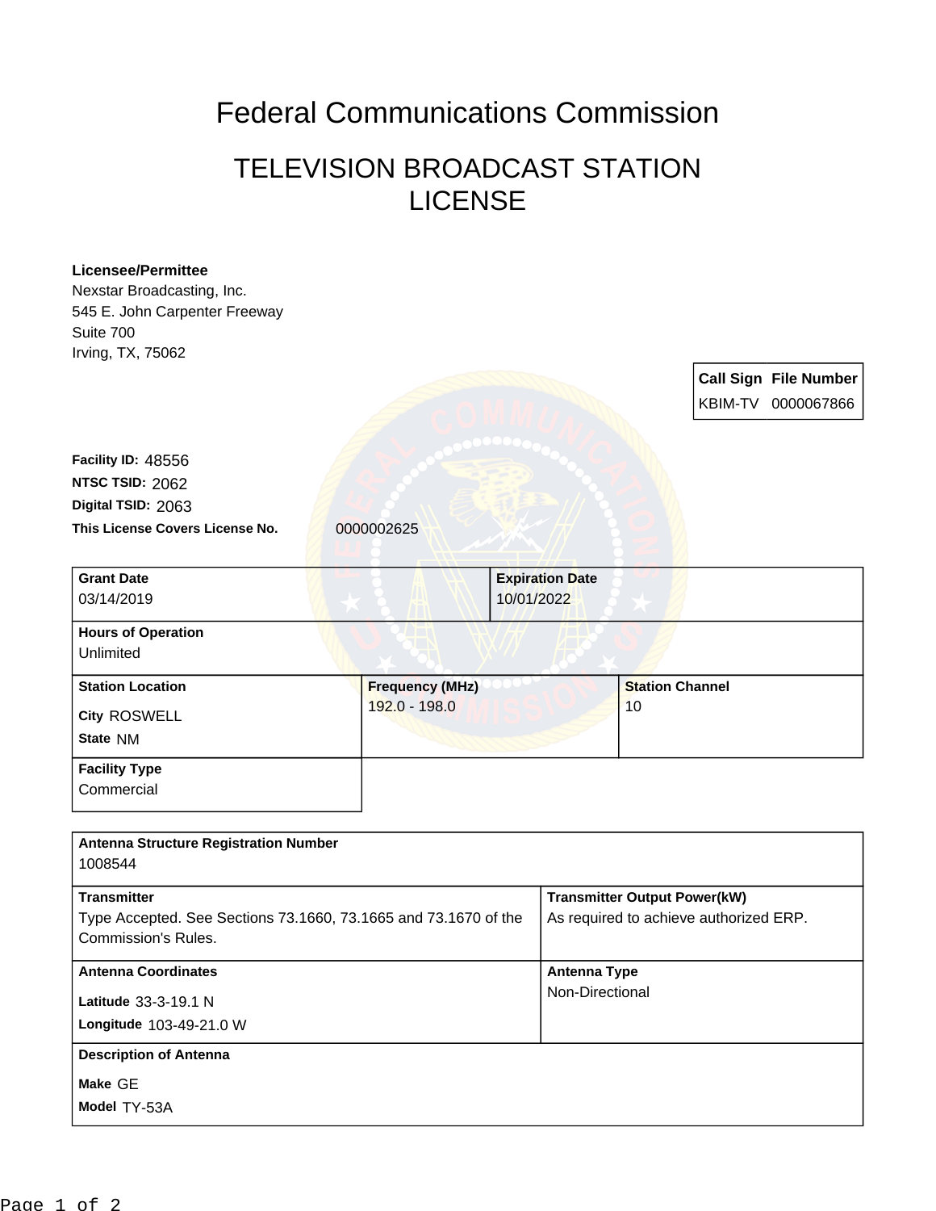# Federal Communications Commission

## TELEVISION BROADCAST STATION LICENSE

**Licensee/Permittee**
Nexstar Broadcasting, Inc.
545 E. John Carpenter Freeway
Suite 700
Irving, TX, 75062

| Call Sign | File Number |
|---|---|
| KBIM-TV | 0000067866 |

**Facility ID:** 48556
**NTSC TSID:** 2062
**Digital TSID:** 2063
**This License Covers License No.** 0000002625

| Grant Date | Expiration Date |
|---|---|
| 03/14/2019 | 10/01/2022 |

**Hours of Operation**
Unlimited

| Station Location | Frequency (MHz) | Station Channel |
|---|---|---|
| City ROSWELL<br>State NM | 192.0 - 198.0 | 10 |

**Facility Type**
Commercial

**Antenna Structure Registration Number**
1008544

| Transmitter | Transmitter Output Power(kW) |
|---|---|
| Type Accepted. See Sections 73.1660, 73.1665 and 73.1670 of the Commission's Rules. | As required to achieve authorized ERP. |

| Antenna Coordinates | Antenna Type |
|---|---|
| Latitude 33-3-19.1 N<br>Longitude 103-49-21.0 W | Non-Directional |

**Description of Antenna**
Make GE
Model TY-53A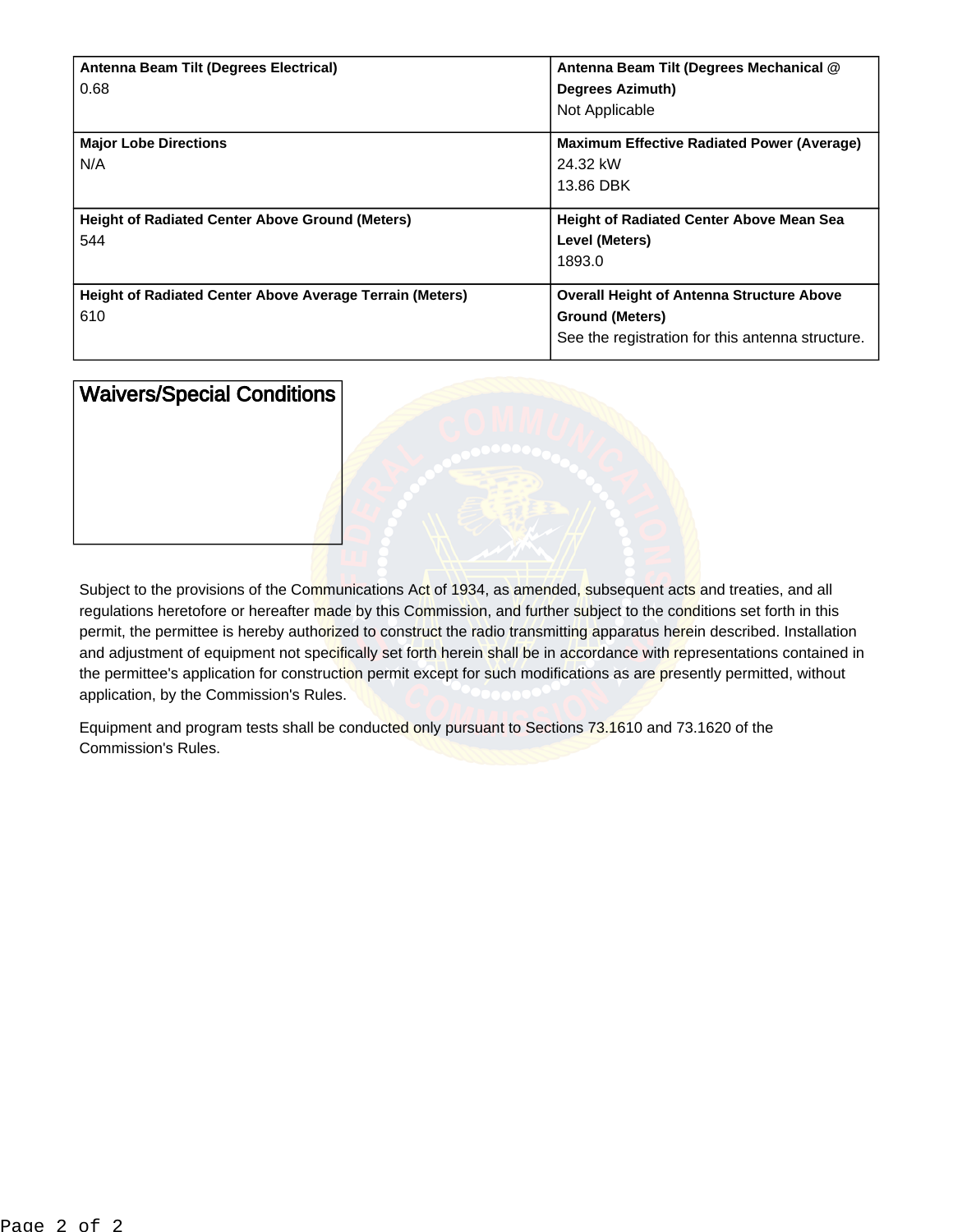| | |
|---|---|
| **Antenna Beam Tilt (Degrees Electrical)**<br>0.68 | **Antenna Beam Tilt (Degrees Mechanical @ Degrees Azimuth)**<br>Not Applicable |
| **Major Lobe Directions**<br>N/A | **Maximum Effective Radiated Power (Average)**<br>24.32 kW<br>13.86 DBK |
| **Height of Radiated Center Above Ground (Meters)**<br>544 | **Height of Radiated Center Above Mean Sea Level (Meters)**<br>1893.0 |
| **Height of Radiated Center Above Average Terrain (Meters)**<br>610 | **Overall Height of Antenna Structure Above Ground (Meters)**<br>See the registration for this antenna structure. |

## Waivers/Special Conditions

Subject to the provisions of the Communications Act of 1934, as amended, subsequent acts and treaties, and all regulations heretofore or hereafter made by this Commission, and further subject to the conditions set forth in this permit, the permittee is hereby authorized to construct the radio transmitting apparatus herein described. Installation and adjustment of equipment not specifically set forth herein shall be in accordance with representations contained in the permittee's application for construction permit except for such modifications as are presently permitted, without application, by the Commission's Rules.

Equipment and program tests shall be conducted only pursuant to Sections 73.1610 and 73.1620 of the Commission's Rules.